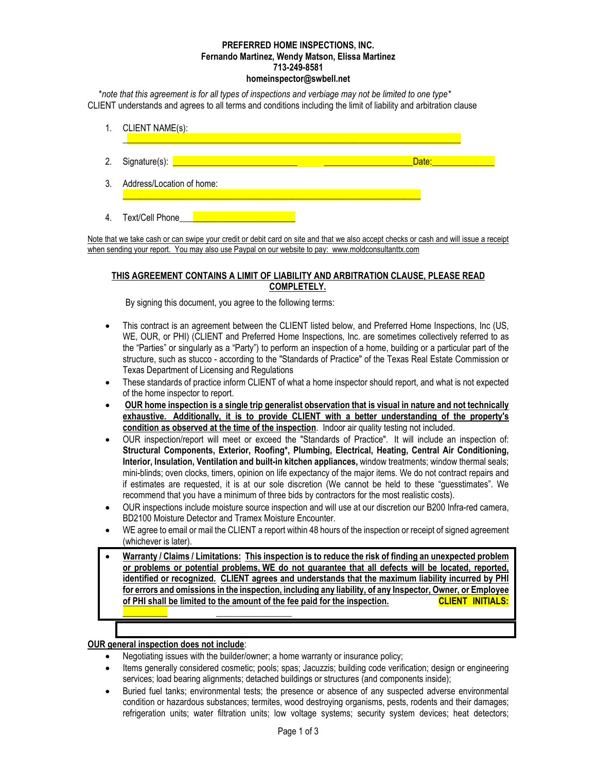**PREFERRED HOME INSPECTIONS, INC.**
**Fernando Martinez, Wendy Matson, Elissa Martinez**
**713-249-8581**
**homeinspector@swbell.net**

*\*note that this agreement is for all types of inspections and verbiage may not be limited to one type\**

CLIENT understands and agrees to all terms and conditions including the limit of liability and arbitration clause

1. CLIENT NAME(s): ________________________________________________________________
2. Signature(s): ___________________________ ___________________Date:______________
3. Address/Location of home: _________________________________________________________________
4. Text/Cell Phone________________________

Note that we take cash or can swipe your credit or debit card on site and that we also accept checks or cash and will issue a receipt when sending your report. You may also use Paypal on our website to pay: www.moldconsultanttx.com

**THIS AGREEMENT CONTAINS A LIMIT OF LIABILITY AND ARBITRATION CLAUSE, PLEASE READ COMPLETELY.**

By signing this document, you agree to the following terms:

- This contract is an agreement between the CLIENT listed below, and Preferred Home Inspections, Inc (US, WE, OUR, or PHI) (CLIENT and Preferred Home Inspections, Inc. are sometimes collectively referred to as the "Parties" or singularly as a "Party") to perform an inspection of a home, building or a particular part of the structure, such as stucco - according to the "Standards of Practice" of the Texas Real Estate Commission or Texas Department of Licensing and Regulations
- These standards of practice inform CLIENT of what a home inspector should report, and what is not expected of the home inspector to report.
- **OUR home inspection is a single trip generalist observation that is visual in nature and not technically exhaustive. Additionally, it is to provide CLIENT with a better understanding of the property's condition as observed at the time of the inspection**. Indoor air quality testing not included.
- OUR inspection/report will meet or exceed the "Standards of Practice". It will include an inspection of: **Structural Components, Exterior, Roofing\*, Plumbing, Electrical, Heating, Central Air Conditioning, Interior, Insulation, Ventilation and built-in kitchen appliances,** window treatments; window thermal seals; mini-blinds; oven clocks, timers, opinion on life expectancy of the major items. We do not contract repairs and if estimates are requested, it is at our sole discretion (We cannot be held to these "guesstimates". We recommend that you have a minimum of three bids by contractors for the most realistic costs).
- OUR inspections include moisture source inspection and will use at our discretion our B200 Infra-red camera, BD2100 Moisture Detector and Tramex Moisture Encounter.
- WE agree to email or mail the CLIENT a report within 48 hours of the inspection or receipt of signed agreement (whichever is later).
- **Warranty / Claims / Limitations: This inspection is to reduce the risk of finding an unexpected problem or problems or potential problems, WE do not guarantee that all defects will be located, reported, identified or recognized. CLIENT agrees and understands that the maximum liability incurred by PHI for errors and omissions in the inspection, including any liability, of any Inspector, Owner, or Employee of PHI shall be limited to the amount of the fee paid for the inspection.** **CLIENT INITIALS:** __________ ________________

**OUR general inspection does not include**:

- Negotiating issues with the builder/owner; a home warranty or insurance policy;
- Items generally considered cosmetic; pools; spas; Jacuzzis; building code verification; design or engineering services; load bearing alignments; detached buildings or structures (and components inside);
- Buried fuel tanks; environmental tests; the presence or absence of any suspected adverse environmental condition or hazardous substances; termites, wood destroying organisms, pests, rodents and their damages; refrigeration units; water filtration units; low voltage systems; security system devices; heat detectors;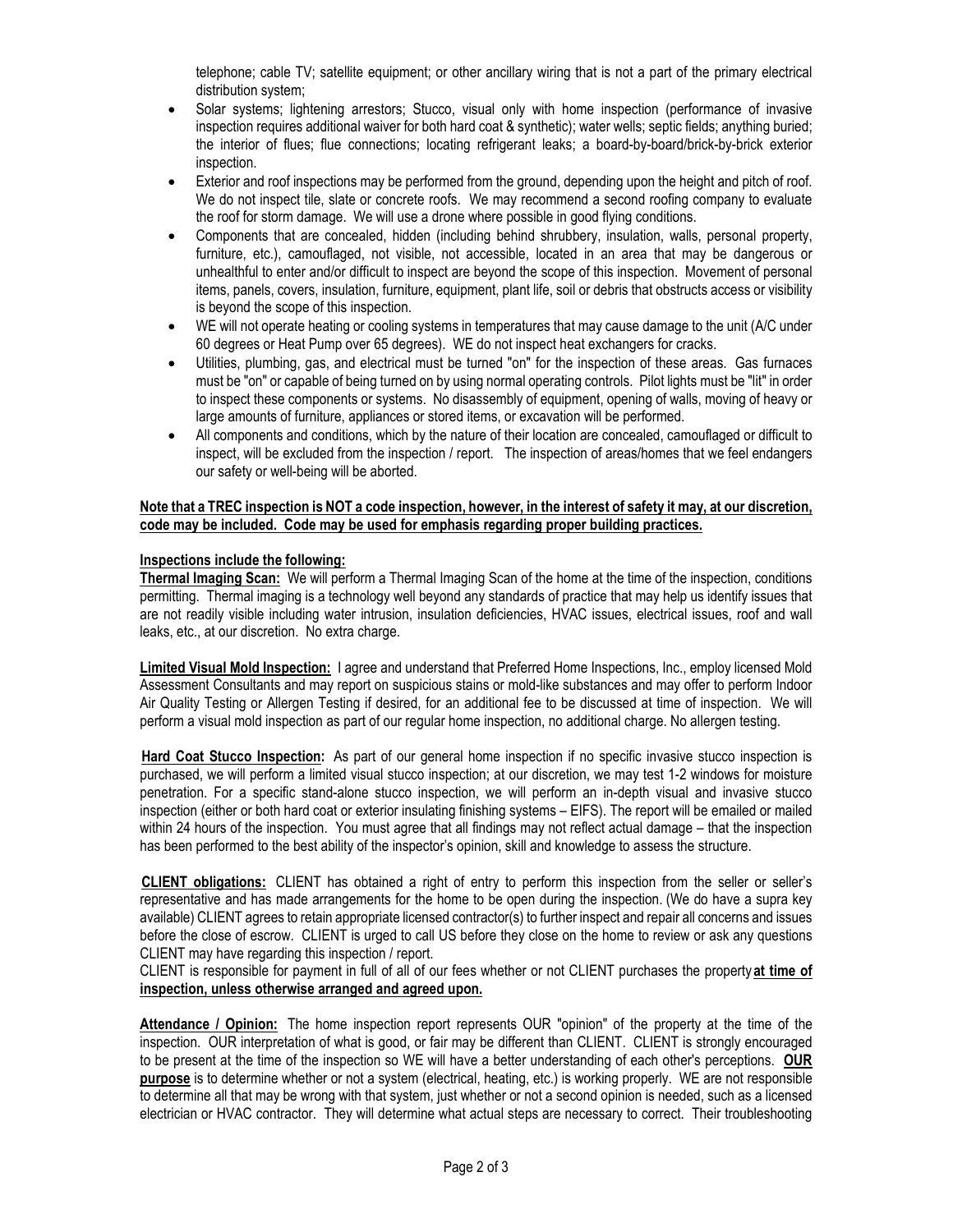telephone; cable TV; satellite equipment; or other ancillary wiring that is not a part of the primary electrical distribution system;

- Solar systems; lightening arrestors; Stucco, visual only with home inspection (performance of invasive inspection requires additional waiver for both hard coat & synthetic); water wells; septic fields; anything buried; the interior of flues; flue connections; locating refrigerant leaks; a board-by-board/brick-by-brick exterior inspection.
- Exterior and roof inspections may be performed from the ground, depending upon the height and pitch of roof. We do not inspect tile, slate or concrete roofs. We may recommend a second roofing company to evaluate the roof for storm damage. We will use a drone where possible in good flying conditions.
- Components that are concealed, hidden (including behind shrubbery, insulation, walls, personal property, furniture, etc.), camouflaged, not visible, not accessible, located in an area that may be dangerous or unhealthful to enter and/or difficult to inspect are beyond the scope of this inspection. Movement of personal items, panels, covers, insulation, furniture, equipment, plant life, soil or debris that obstructs access or visibility is beyond the scope of this inspection.
- WE will not operate heating or cooling systems in temperatures that may cause damage to the unit (A/C under 60 degrees or Heat Pump over 65 degrees). WE do not inspect heat exchangers for cracks.
- Utilities, plumbing, gas, and electrical must be turned "on" for the inspection of these areas. Gas furnaces must be "on" or capable of being turned on by using normal operating controls. Pilot lights must be "lit" in order to inspect these components or systems. No disassembly of equipment, opening of walls, moving of heavy or large amounts of furniture, appliances or stored items, or excavation will be performed.
- All components and conditions, which by the nature of their location are concealed, camouflaged or difficult to inspect, will be excluded from the inspection / report. The inspection of areas/homes that we feel endangers our safety or well-being will be aborted.

**Note that a TREC inspection is NOT a code inspection, however, in the interest of safety it may, at our discretion, code may be included. Code may be used for emphasis regarding proper building practices.**

**Inspections include the following:**

**Thermal Imaging Scan:** We will perform a Thermal Imaging Scan of the home at the time of the inspection, conditions permitting. Thermal imaging is a technology well beyond any standards of practice that may help us identify issues that are not readily visible including water intrusion, insulation deficiencies, HVAC issues, electrical issues, roof and wall leaks, etc., at our discretion. No extra charge.

**Limited Visual Mold Inspection:** I agree and understand that Preferred Home Inspections, Inc., employ licensed Mold Assessment Consultants and may report on suspicious stains or mold-like substances and may offer to perform Indoor Air Quality Testing or Allergen Testing if desired, for an additional fee to be discussed at time of inspection. We will perform a visual mold inspection as part of our regular home inspection, no additional charge. No allergen testing.

**Hard Coat Stucco Inspection:** As part of our general home inspection if no specific invasive stucco inspection is purchased, we will perform a limited visual stucco inspection; at our discretion, we may test 1-2 windows for moisture penetration. For a specific stand-alone stucco inspection, we will perform an in-depth visual and invasive stucco inspection (either or both hard coat or exterior insulating finishing systems – EIFS). The report will be emailed or mailed within 24 hours of the inspection. You must agree that all findings may not reflect actual damage – that the inspection has been performed to the best ability of the inspector's opinion, skill and knowledge to assess the structure.

**CLIENT obligations:** CLIENT has obtained a right of entry to perform this inspection from the seller or seller's representative and has made arrangements for the home to be open during the inspection. (We do have a supra key available) CLIENT agrees to retain appropriate licensed contractor(s) to further inspect and repair all concerns and issues before the close of escrow. CLIENT is urged to call US before they close on the home to review or ask any questions CLIENT may have regarding this inspection / report.

CLIENT is responsible for payment in full of all of our fees whether or not CLIENT purchases the property **at time of inspection, unless otherwise arranged and agreed upon.**

**Attendance / Opinion:** The home inspection report represents OUR "opinion" of the property at the time of the inspection. OUR interpretation of what is good, or fair may be different than CLIENT. CLIENT is strongly encouraged to be present at the time of the inspection so WE will have a better understanding of each other's perceptions. **OUR purpose** is to determine whether or not a system (electrical, heating, etc.) is working properly. WE are not responsible to determine all that may be wrong with that system, just whether or not a second opinion is needed, such as a licensed electrician or HVAC contractor. They will determine what actual steps are necessary to correct. Their troubleshooting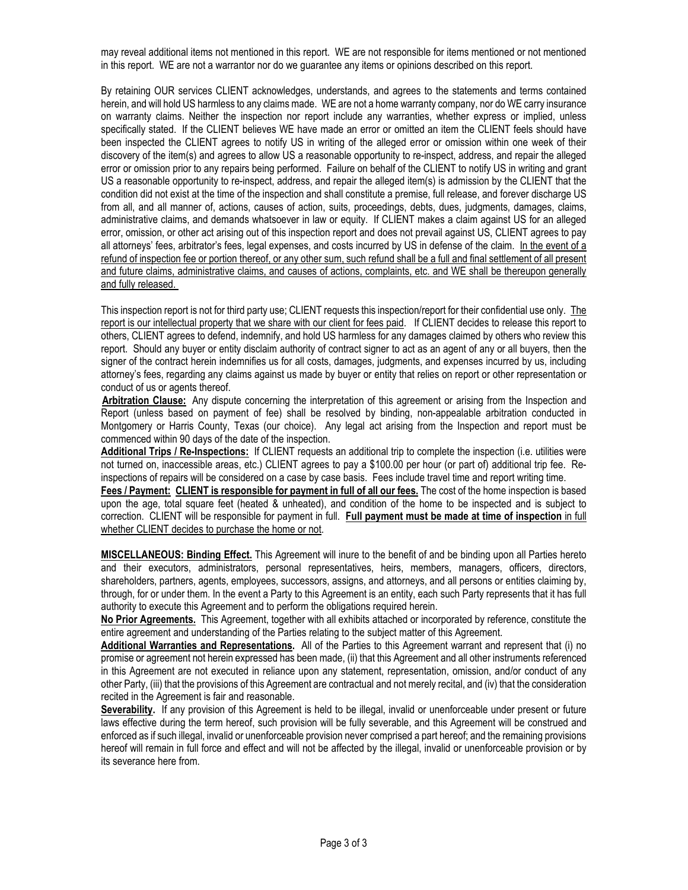may reveal additional items not mentioned in this report. WE are not responsible for items mentioned or not mentioned in this report. WE are not a warrantor nor do we guarantee any items or opinions described on this report.

By retaining OUR services CLIENT acknowledges, understands, and agrees to the statements and terms contained herein, and will hold US harmless to any claims made. WE are not a home warranty company, nor do WE carry insurance on warranty claims. Neither the inspection nor report include any warranties, whether express or implied, unless specifically stated. If the CLIENT believes WE have made an error or omitted an item the CLIENT feels should have been inspected the CLIENT agrees to notify US in writing of the alleged error or omission within one week of their discovery of the item(s) and agrees to allow US a reasonable opportunity to re-inspect, address, and repair the alleged error or omission prior to any repairs being performed. Failure on behalf of the CLIENT to notify US in writing and grant US a reasonable opportunity to re-inspect, address, and repair the alleged item(s) is admission by the CLIENT that the condition did not exist at the time of the inspection and shall constitute a premise, full release, and forever discharge US from all, and all manner of, actions, causes of action, suits, proceedings, debts, dues, judgments, damages, claims, administrative claims, and demands whatsoever in law or equity. If CLIENT makes a claim against US for an alleged error, omission, or other act arising out of this inspection report and does not prevail against US, CLIENT agrees to pay all attorneys' fees, arbitrator's fees, legal expenses, and costs incurred by US in defense of the claim. <u>In the event of a refund of inspection fee or portion thereof, or any other sum, such refund shall be a full and final settlement of all present and future claims, administrative claims, and causes of actions, complaints, etc. and WE shall be thereupon generally and fully released.</u>

This inspection report is not for third party use; CLIENT requests this inspection/report for their confidential use only. <u>The report is our intellectual property that we share with our client for fees paid</u>. If CLIENT decides to release this report to others, CLIENT agrees to defend, indemnify, and hold US harmless for any damages claimed by others who review this report. Should any buyer or entity disclaim authority of contract signer to act as an agent of any or all buyers, then the signer of the contract herein indemnifies us for all costs, damages, judgments, and expenses incurred by us, including attorney's fees, regarding any claims against us made by buyer or entity that relies on report or other representation or conduct of us or agents thereof.

**<u>Arbitration Clause:</u>** Any dispute concerning the interpretation of this agreement or arising from the Inspection and Report (unless based on payment of fee) shall be resolved by binding, non-appealable arbitration conducted in Montgomery or Harris County, Texas (our choice). Any legal act arising from the Inspection and report must be commenced within 90 days of the date of the inspection.

**<u>Additional Trips / Re-Inspections:</u>** If CLIENT requests an additional trip to complete the inspection (i.e. utilities were not turned on, inaccessible areas, etc.) CLIENT agrees to pay a $100.00 per hour (or part of) additional trip fee. Re-inspections of repairs will be considered on a case by case basis. Fees include travel time and report writing time.

**<u>Fees / Payment:</u>** **<u>CLIENT is responsible for payment in full of all our fees.</u>** The cost of the home inspection is based upon the age, total square feet (heated & unheated), and condition of the home to be inspected and is subject to correction. CLIENT will be responsible for payment in full. **<u>Full payment must be made at time of inspection</u>** <u>in full whether CLIENT decides to purchase the home or not</u>.

**<u>MISCELLANEOUS: Binding Effect.</u>** This Agreement will inure to the benefit of and be binding upon all Parties hereto and their executors, administrators, personal representatives, heirs, members, managers, officers, directors, shareholders, partners, agents, employees, successors, assigns, and attorneys, and all persons or entities claiming by, through, for or under them. In the event a Party to this Agreement is an entity, each such Party represents that it has full authority to execute this Agreement and to perform the obligations required herein.

**<u>No Prior Agreements.</u>** This Agreement, together with all exhibits attached or incorporated by reference, constitute the entire agreement and understanding of the Parties relating to the subject matter of this Agreement.

**<u>Additional Warranties and Representations.</u>** All of the Parties to this Agreement warrant and represent that (i) no promise or agreement not herein expressed has been made, (ii) that this Agreement and all other instruments referenced in this Agreement are not executed in reliance upon any statement, representation, omission, and/or conduct of any other Party, (iii) that the provisions of this Agreement are contractual and not merely recital, and (iv) that the consideration recited in the Agreement is fair and reasonable.

**<u>Severability</u>.** If any provision of this Agreement is held to be illegal, invalid or unenforceable under present or future laws effective during the term hereof, such provision will be fully severable, and this Agreement will be construed and enforced as if such illegal, invalid or unenforceable provision never comprised a part hereof; and the remaining provisions hereof will remain in full force and effect and will not be affected by the illegal, invalid or unenforceable provision or by its severance here from.